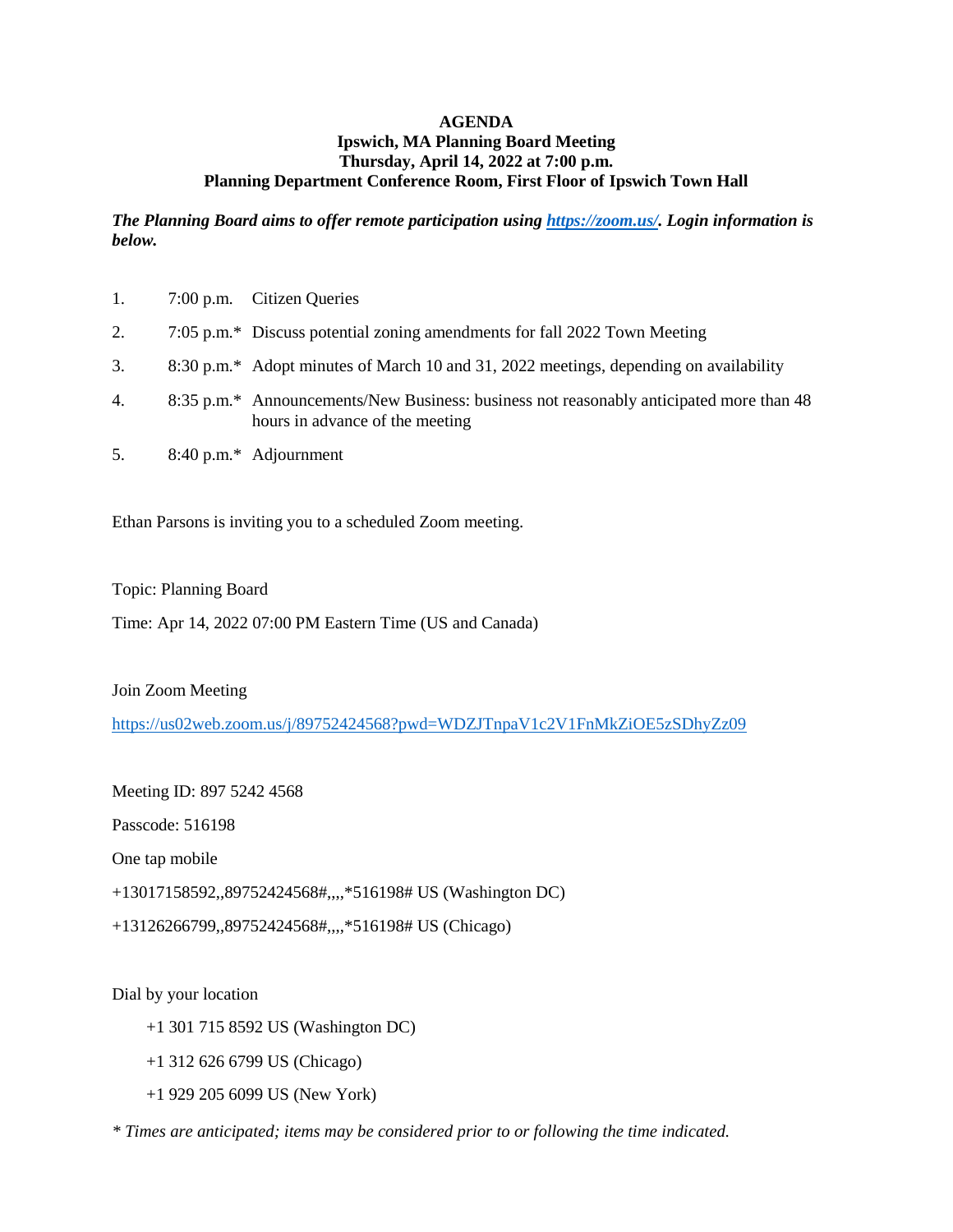**AGENDA**
**Ipswich, MA Planning Board Meeting**
**Thursday, April 14, 2022 at 7:00 p.m.**
**Planning Department Conference Room, First Floor of Ipswich Town Hall**

***The Planning Board aims to offer remote participation using [https://zoom.us/](https://zoom.us/). Login information is below.***

1. 7:00 p.m. Citizen Queries
2. 7:05 p.m.* Discuss potential zoning amendments for fall 2022 Town Meeting
3. 8:30 p.m.* Adopt minutes of March 10 and 31, 2022 meetings, depending on availability
4. 8:35 p.m.* Announcements/New Business: business not reasonably anticipated more than 48 hours in advance of the meeting
5. 8:40 p.m.* Adjournment

Ethan Parsons is inviting you to a scheduled Zoom meeting.

Topic: Planning Board

Time: Apr 14, 2022 07:00 PM Eastern Time (US and Canada)

Join Zoom Meeting

https://us02web.zoom.us/j/89752424568?pwd=WDZJTnpaV1c2V1FnMkZiOE5zSDhyZz09

Meeting ID: 897 5242 4568

Passcode: 516198

One tap mobile

+13017158592,,89752424568#,,,,*516198# US (Washington DC)

+13126266799,,89752424568#,,,,*516198# US (Chicago)

Dial by your location

+1 301 715 8592 US (Washington DC)

+1 312 626 6799 US (Chicago)

+1 929 205 6099 US (New York)

*\* Times are anticipated; items may be considered prior to or following the time indicated.*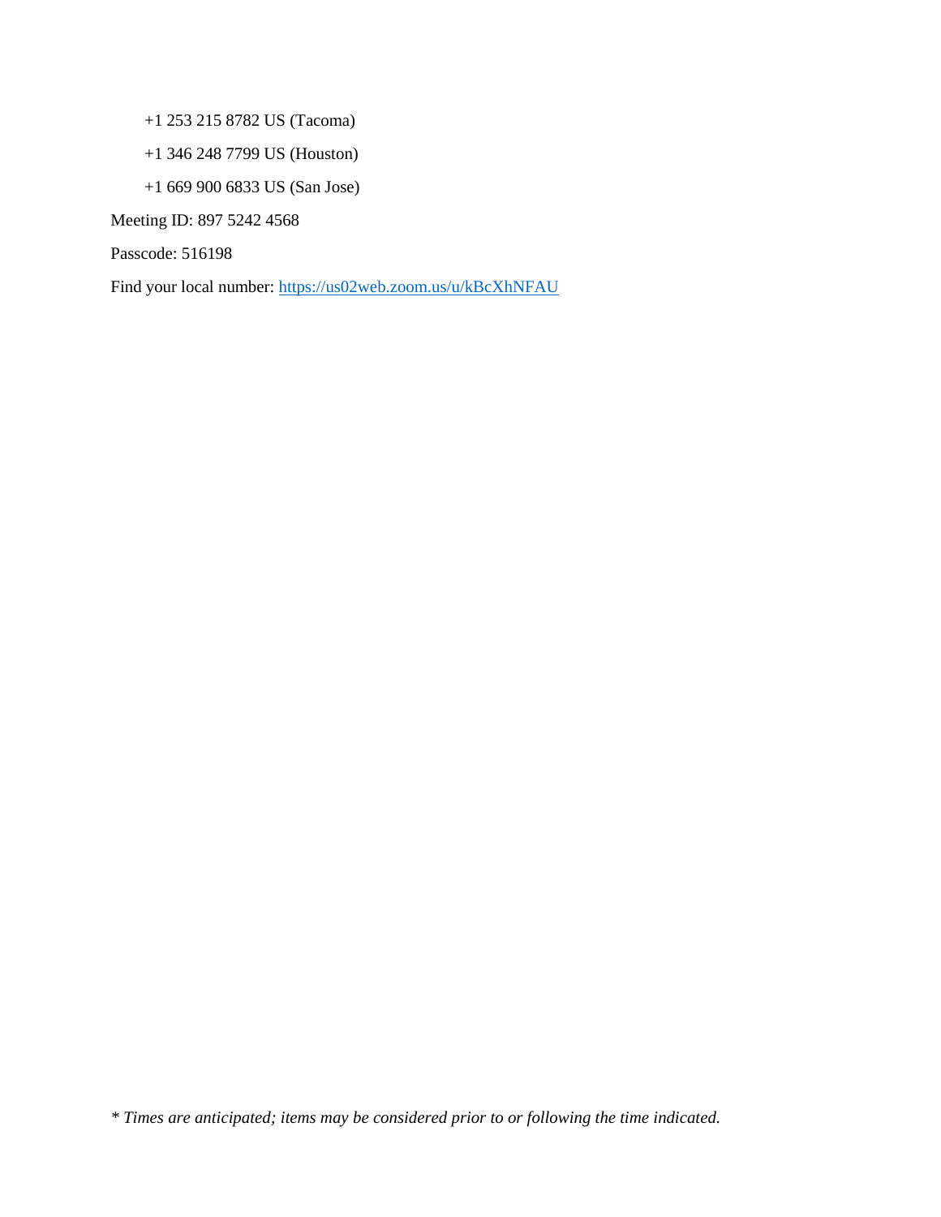+1 253 215 8782 US (Tacoma)

+1 346 248 7799 US (Houston)

+1 669 900 6833 US (San Jose)

Meeting ID: 897 5242 4568

Passcode: 516198

Find your local number: https://us02web.zoom.us/u/kBcXhNFAU

*\* Times are anticipated; items may be considered prior to or following the time indicated.*